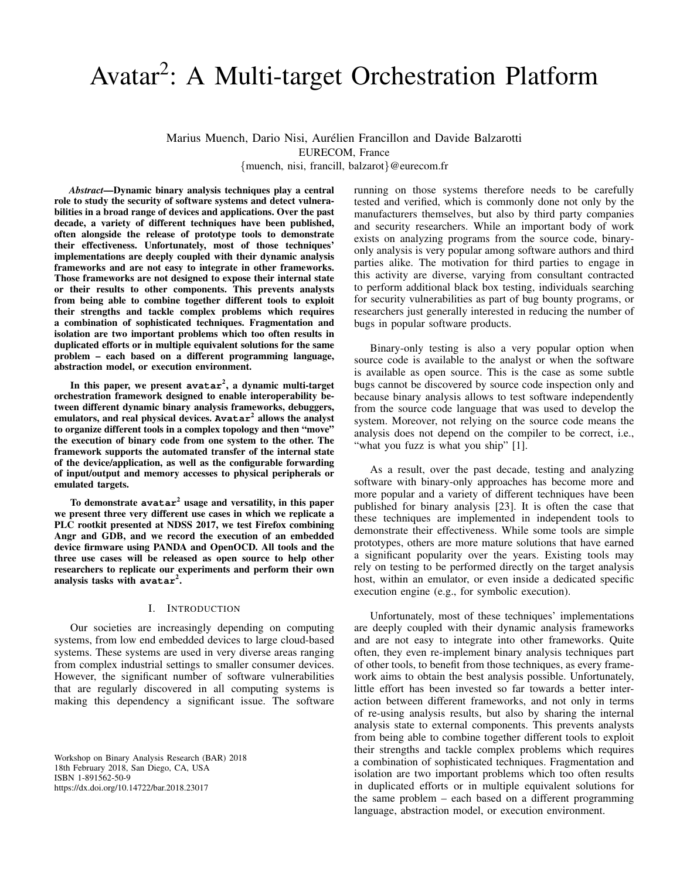# Avatar$^2$: A Multi-target Orchestration Platform

Marius Muench, Dario Nisi, Aurélien Francillon and Davide Balzarotti
EURECOM, France
{muench, nisi, francill, balzarot}@eurecom.fr

***Abstract*—Dynamic binary analysis techniques play a central role to study the security of software systems and detect vulnerabilities in a broad range of devices and applications. Over the past decade, a variety of different techniques have been published, often alongside the release of prototype tools to demonstrate their effectiveness. Unfortunately, most of those techniques' implementations are deeply coupled with their dynamic analysis frameworks and are not easy to integrate in other frameworks. Those frameworks are not designed to expose their internal state or their results to other components. This prevents analysts from being able to combine together different tools to exploit their strengths and tackle complex problems which requires a combination of sophisticated techniques. Fragmentation and isolation are two important problems which too often results in duplicated efforts or in multiple equivalent solutions for the same problem – each based on a different programming language, abstraction model, or execution environment.**

**In this paper, we present `avatar`$^2$, a dynamic multi-target orchestration framework designed to enable interoperability between different dynamic binary analysis frameworks, debuggers, emulators, and real physical devices. `Avatar`$^2$ allows the analyst to organize different tools in a complex topology and then "move" the execution of binary code from one system to the other. The framework supports the automated transfer of the internal state of the device/application, as well as the configurable forwarding of input/output and memory accesses to physical peripherals or emulated targets.**

**To demonstrate `avatar`$^2$ usage and versatility, in this paper we present three very different use cases in which we replicate a PLC rootkit presented at NDSS 2017, we test Firefox combining Angr and GDB, and we record the execution of an embedded device firmware using PANDA and OpenOCD. All tools and the three use cases will be released as open source to help other researchers to replicate our experiments and perform their own analysis tasks with `avatar`$^2$.**

## I. Introduction

Our societies are increasingly depending on computing systems, from low end embedded devices to large cloud-based systems. These systems are used in very diverse areas ranging from complex industrial settings to smaller consumer devices. However, the significant number of software vulnerabilities that are regularly discovered in all computing systems is making this dependency a significant issue. The software running on those systems therefore needs to be carefully tested and verified, which is commonly done not only by the manufacturers themselves, but also by third party companies and security researchers. While an important body of work exists on analyzing programs from the source code, binary-only analysis is very popular among software authors and third parties alike. The motivation for third parties to engage in this activity are diverse, varying from consultant contracted to perform additional black box testing, individuals searching for security vulnerabilities as part of bug bounty programs, or researchers just generally interested in reducing the number of bugs in popular software products.

Workshop on Binary Analysis Research (BAR) 2018
18th February 2018, San Diego, CA, USA
ISBN 1-891562-50-9
https://dx.doi.org/10.14722/bar.2018.23017

Binary-only testing is also a very popular option when source code is available to the analyst or when the software is available as open source. This is the case as some subtle bugs cannot be discovered by source code inspection only and because binary analysis allows to test software independently from the source code language that was used to develop the system. Moreover, not relying on the source code means the analysis does not depend on the compiler to be correct, i.e., "what you fuzz is what you ship" [1].

As a result, over the past decade, testing and analyzing software with binary-only approaches has become more and more popular and a variety of different techniques have been published for binary analysis [23]. It is often the case that these techniques are implemented in independent tools to demonstrate their effectiveness. While some tools are simple prototypes, others are more mature solutions that have earned a significant popularity over the years. Existing tools may rely on testing to be performed directly on the target analysis host, within an emulator, or even inside a dedicated specific execution engine (e.g., for symbolic execution).

Unfortunately, most of these techniques' implementations are deeply coupled with their dynamic analysis frameworks and are not easy to integrate into other frameworks. Quite often, they even re-implement binary analysis techniques part of other tools, to benefit from those techniques, as every framework aims to obtain the best analysis possible. Unfortunately, little effort has been invested so far towards a better interaction between different frameworks, and not only in terms of re-using analysis results, but also by sharing the internal analysis state to external components. This prevents analysts from being able to combine together different tools to exploit their strengths and tackle complex problems which requires a combination of sophisticated techniques. Fragmentation and isolation are two important problems which too often results in duplicated efforts or in multiple equivalent solutions for the same problem – each based on a different programming language, abstraction model, or execution environment.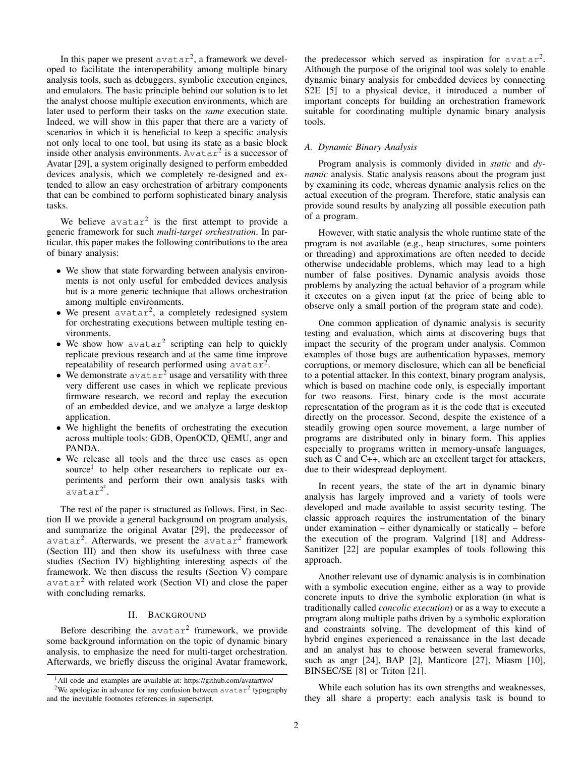In this paper we present `avatar`$^2$, a framework we developed to facilitate the interoperability among multiple binary analysis tools, such as debuggers, symbolic execution engines, and emulators. The basic principle behind our solution is to let the analyst choose multiple execution environments, which are later used to perform their tasks on the *same* execution state. Indeed, we will show in this paper that there are a variety of scenarios in which it is beneficial to keep a specific analysis not only local to one tool, but using its state as a basic block inside other analysis environments. `Avatar`$^2$ is a successor of Avatar [29], a system originally designed to perform embedded devices analysis, which we completely re-designed and extended to allow an easy orchestration of arbitrary components that can be combined to perform sophisticated binary analysis tasks.

We believe `avatar`$^2$ is the first attempt to provide a generic framework for such *multi-target orchestration*. In particular, this paper makes the following contributions to the area of binary analysis:

- We show that state forwarding between analysis environments is not only useful for embedded devices analysis but is a more generic technique that allows orchestration among multiple environments.
- We present `avatar`$^2$, a completely redesigned system for orchestrating executions between multiple testing environments.
- We show how `avatar`$^2$ scripting can help to quickly replicate previous research and at the same time improve repeatability of research performed using `avatar`$^2$.
- We demonstrate `avatar`$^2$ usage and versatility with three very different use cases in which we replicate previous firmware research, we record and replay the execution of an embedded device, and we analyze a large desktop application.
- We highlight the benefits of orchestrating the execution across multiple tools: GDB, OpenOCD, QEMU, angr and PANDA.
- We release all tools and the three use cases as open source[1] to help other researchers to replicate our experiments and perform their own analysis tasks with `avatar`$^{2^2}$.

The rest of the paper is structured as follows. First, in Section II we provide a general background on program analysis, and summarize the original Avatar [29], the predecessor of `avatar`$^2$. Afterwards, we present the `avatar`$^2$ framework (Section III) and then show its usefulness with three case studies (Section IV) highlighting interesting aspects of the framework. We then discuss the results (Section V) compare `avatar`$^2$ with related work (Section VI) and close the paper with concluding remarks.

## II. Background

Before describing the `avatar`$^2$ framework, we provide some background information on the topic of dynamic binary analysis, to emphasize the need for multi-target orchestration. Afterwards, we briefly discuss the original Avatar framework, the predecessor which served as inspiration for `avatar`$^2$. Although the purpose of the original tool was solely to enable dynamic binary analysis for embedded devices by connecting S2E [5] to a physical device, it introduced a number of important concepts for building an orchestration framework suitable for coordinating multiple dynamic binary analysis tools.

### A. Dynamic Binary Analysis

Program analysis is commonly divided in *static* and *dynamic* analysis. Static analysis reasons about the program just by examining its code, whereas dynamic analysis relies on the actual execution of the program. Therefore, static analysis can provide sound results by analyzing all possible execution path of a program.

However, with static analysis the whole runtime state of the program is not available (e.g., heap structures, some pointers or threading) and approximations are often needed to decide otherwise undecidable problems, which may lead to a high number of false positives. Dynamic analysis avoids those problems by analyzing the actual behavior of a program while it executes on a given input (at the price of being able to observe only a small portion of the program state and code).

One common application of dynamic analysis is security testing and evaluation, which aims at discovering bugs that impact the security of the program under analysis. Common examples of those bugs are authentication bypasses, memory corruptions, or memory disclosure, which can all be beneficial to a potential attacker. In this context, binary program analysis, which is based on machine code only, is especially important for two reasons. First, binary code is the most accurate representation of the program as it is the code that is executed directly on the processor. Second, despite the existence of a steadily growing open source movement, a large number of programs are distributed only in binary form. This applies especially to programs written in memory-unsafe languages, such as C and C++, which are an excellent target for attackers, due to their widespread deployment.

In recent years, the state of the art in dynamic binary analysis has largely improved and a variety of tools were developed and made available to assist security testing. The classic approach requires the instrumentation of the binary under examination – either dynamically or statically – before the execution of the program. Valgrind [18] and Address-Sanitizer [22] are popular examples of tools following this approach.

Another relevant use of dynamic analysis is in combination with a symbolic execution engine, either as a way to provide concrete inputs to drive the symbolic exploration (in what is traditionally called *concolic execution*) or as a way to execute a program along multiple paths driven by a symbolic exploration and constraints solving. The development of this kind of hybrid engines experienced a renaissance in the last decade and an analyst has to choose between several frameworks, such as angr [24], BAP [2], Manticore [27], Miasm [10], BINSEC/SE [8] or Triton [21].

While each solution has its own strengths and weaknesses, they all share a property: each analysis task is bound to

[1] All code and examples are available at: https://github.com/avatartwo/

[2] We apologize in advance for any confusion between `avatar`$^2$ typography and the inevitable footnotes references in superscript.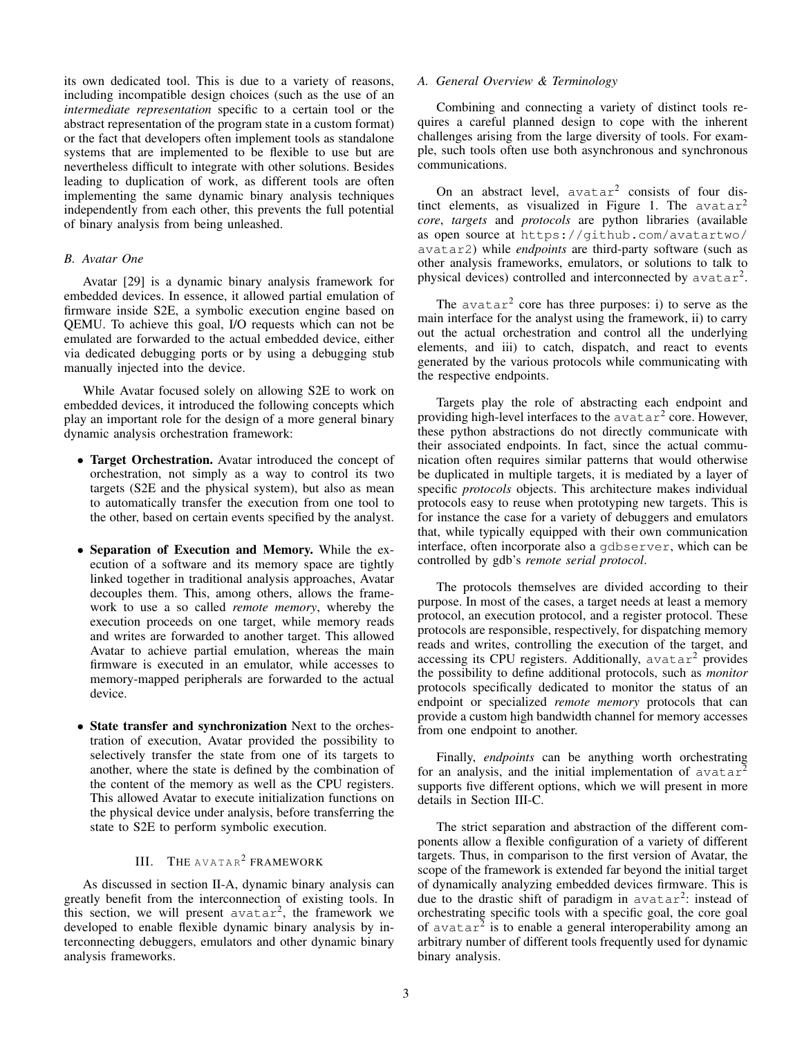its own dedicated tool. This is due to a variety of reasons, including incompatible design choices (such as the use of an *intermediate representation* specific to a certain tool or the abstract representation of the program state in a custom format) or the fact that developers often implement tools as standalone systems that are implemented to be flexible to use but are nevertheless difficult to integrate with other solutions. Besides leading to duplication of work, as different tools are often implementing the same dynamic binary analysis techniques independently from each other, this prevents the full potential of binary analysis from being unleashed.

### B. Avatar One

Avatar [29] is a dynamic binary analysis framework for embedded devices. In essence, it allowed partial emulation of firmware inside S2E, a symbolic execution engine based on QEMU. To achieve this goal, I/O requests which can not be emulated are forwarded to the actual embedded device, either via dedicated debugging ports or by using a debugging stub manually injected into the device.

While Avatar focused solely on allowing S2E to work on embedded devices, it introduced the following concepts which play an important role for the design of a more general binary dynamic analysis orchestration framework:

- **Target Orchestration.** Avatar introduced the concept of orchestration, not simply as a way to control its two targets (S2E and the physical system), but also as mean to automatically transfer the execution from one tool to the other, based on certain events specified by the analyst.
- **Separation of Execution and Memory.** While the execution of a software and its memory space are tightly linked together in traditional analysis approaches, Avatar decouples them. This, among others, allows the framework to use a so called *remote memory*, whereby the execution proceeds on one target, while memory reads and writes are forwarded to another target. This allowed Avatar to achieve partial emulation, whereas the main firmware is executed in an emulator, while accesses to memory-mapped peripherals are forwarded to the actual device.
- **State transfer and synchronization** Next to the orchestration of execution, Avatar provided the possibility to selectively transfer the state from one of its targets to another, where the state is defined by the combination of the content of the memory as well as the CPU registers. This allowed Avatar to execute initialization functions on the physical device under analysis, before transferring the state to S2E to perform symbolic execution.

## III. The avatar² framework

As discussed in section II-A, dynamic binary analysis can greatly benefit from the interconnection of existing tools. In this section, we will present `avatar`², the framework we developed to enable flexible dynamic binary analysis by interconnecting debuggers, emulators and other dynamic binary analysis frameworks.

### A. General Overview & Terminology

Combining and connecting a variety of distinct tools requires a careful planned design to cope with the inherent challenges arising from the large diversity of tools. For example, such tools often use both asynchronous and synchronous communications.

On an abstract level, `avatar`² consists of four distinct elements, as visualized in Figure 1. The `avatar`² *core*, *targets* and *protocols* are python libraries (available as open source at `https://github.com/avatartwo/avatar2`) while *endpoints* are third-party software (such as other analysis frameworks, emulators, or solutions to talk to physical devices) controlled and interconnected by `avatar`².

The `avatar`² core has three purposes: i) to serve as the main interface for the analyst using the framework, ii) to carry out the actual orchestration and control all the underlying elements, and iii) to catch, dispatch, and react to events generated by the various protocols while communicating with the respective endpoints.

Targets play the role of abstracting each endpoint and providing high-level interfaces to the `avatar`² core. However, these python abstractions do not directly communicate with their associated endpoints. In fact, since the actual communication often requires similar patterns that would otherwise be duplicated in multiple targets, it is mediated by a layer of specific *protocols* objects. This architecture makes individual protocols easy to reuse when prototyping new targets. This is for instance the case for a variety of debuggers and emulators that, while typically equipped with their own communication interface, often incorporate also a `gdbserver`, which can be controlled by gdb's *remote serial protocol*.

The protocols themselves are divided according to their purpose. In most of the cases, a target needs at least a memory protocol, an execution protocol, and a register protocol. These protocols are responsible, respectively, for dispatching memory reads and writes, controlling the execution of the target, and accessing its CPU registers. Additionally, `avatar`² provides the possibility to define additional protocols, such as *monitor* protocols specifically dedicated to monitor the status of an endpoint or specialized *remote memory* protocols that can provide a custom high bandwidth channel for memory accesses from one endpoint to another.

Finally, *endpoints* can be anything worth orchestrating for an analysis, and the initial implementation of `avatar`² supports five different options, which we will present in more details in Section III-C.

The strict separation and abstraction of the different components allow a flexible configuration of a variety of different targets. Thus, in comparison to the first version of Avatar, the scope of the framework is extended far beyond the initial target of dynamically analyzing embedded devices firmware. This is due to the drastic shift of paradigm in `avatar`²: instead of orchestrating specific tools with a specific goal, the core goal of `avatar`² is to enable a general interoperability among an arbitrary number of different tools frequently used for dynamic binary analysis.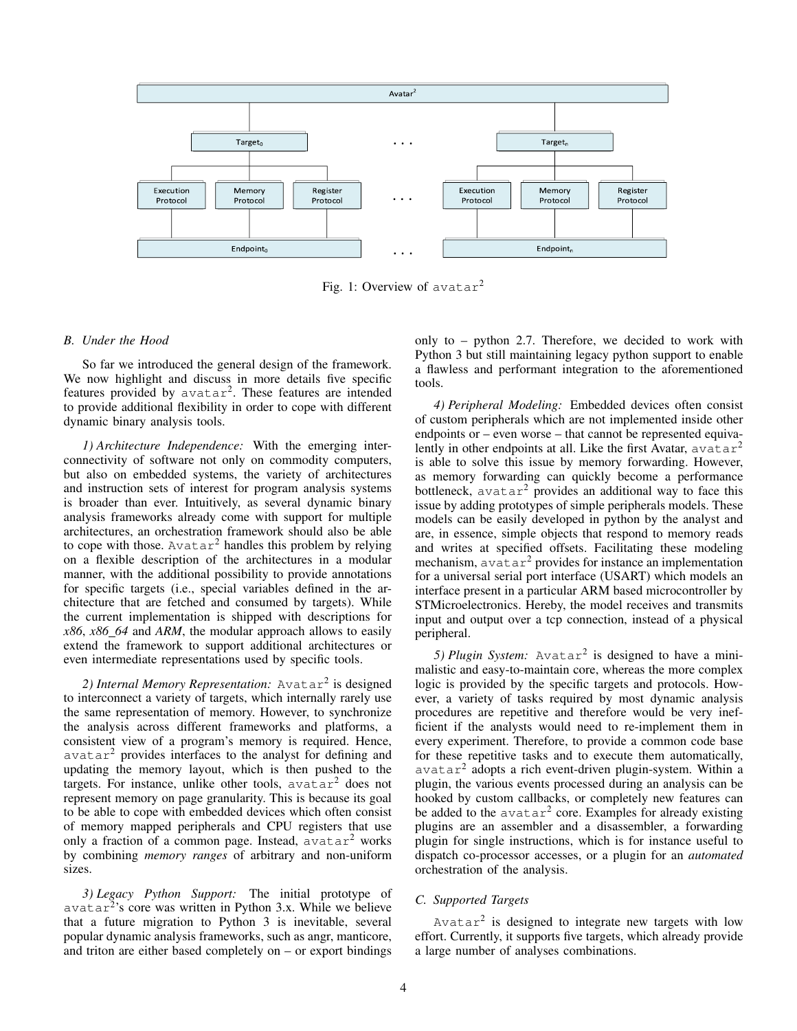Fig. 1: Overview of avatar$^2$

### B. Under the Hood

So far we introduced the general design of the framework. We now highlight and discuss in more details five specific features provided by avatar$^2$. These features are intended to provide additional flexibility in order to cope with different dynamic binary analysis tools.

*1) Architecture Independence:* With the emerging interconnectivity of software not only on commodity computers, but also on embedded systems, the variety of architectures and instruction sets of interest for program analysis systems is broader than ever. Intuitively, as several dynamic binary analysis frameworks already come with support for multiple architectures, an orchestration framework should also be able to cope with those. Avatar$^2$ handles this problem by relying on a flexible description of the architectures in a modular manner, with the additional possibility to provide annotations for specific targets (i.e., special variables defined in the architecture that are fetched and consumed by targets). While the current implementation is shipped with descriptions for *x86*, *x86_64* and *ARM*, the modular approach allows to easily extend the framework to support additional architectures or even intermediate representations used by specific tools.

*2) Internal Memory Representation:* Avatar$^2$ is designed to interconnect a variety of targets, which internally rarely use the same representation of memory. However, to synchronize the analysis across different frameworks and platforms, a consistent view of a program's memory is required. Hence, avatar$^2$ provides interfaces to the analyst for defining and updating the memory layout, which is then pushed to the targets. For instance, unlike other tools, avatar$^2$ does not represent memory on page granularity. This is because its goal to be able to cope with embedded devices which often consist of memory mapped peripherals and CPU registers that use only a fraction of a common page. Instead, avatar$^2$ works by combining *memory ranges* of arbitrary and non-uniform sizes.

*3) Legacy Python Support:* The initial prototype of avatar$^2$'s core was written in Python 3.x. While we believe that a future migration to Python 3 is inevitable, several popular dynamic analysis frameworks, such as angr, manticore, and triton are either based completely on – or export bindings only to – python 2.7. Therefore, we decided to work with Python 3 but still maintaining legacy python support to enable a flawless and performant integration to the aforementioned tools.

*4) Peripheral Modeling:* Embedded devices often consist of custom peripherals which are not implemented inside other endpoints or – even worse – that cannot be represented equivalently in other endpoints at all. Like the first Avatar, avatar$^2$ is able to solve this issue by memory forwarding. However, as memory forwarding can quickly become a performance bottleneck, avatar$^2$ provides an additional way to face this issue by adding prototypes of simple peripherals models. These models can be easily developed in python by the analyst and are, in essence, simple objects that respond to memory reads and writes at specified offsets. Facilitating these modeling mechanism, avatar$^2$ provides for instance an implementation for a universal serial port interface (USART) which models an interface present in a particular ARM based microcontroller by STMicroelectronics. Hereby, the model receives and transmits input and output over a tcp connection, instead of a physical peripheral.

*5) Plugin System:* Avatar$^2$ is designed to have a minimalistic and easy-to-maintain core, whereas the more complex logic is provided by the specific targets and protocols. However, a variety of tasks required by most dynamic analysis procedures are repetitive and therefore would be very inefficient if the analysts would need to re-implement them in every experiment. Therefore, to provide a common code base for these repetitive tasks and to execute them automatically, avatar$^2$ adopts a rich event-driven plugin-system. Within a plugin, the various events processed during an analysis can be hooked by custom callbacks, or completely new features can be added to the avatar$^2$ core. Examples for already existing plugins are an assembler and a disassembler, a forwarding plugin for single instructions, which is for instance useful to dispatch co-processor accesses, or a plugin for an *automated* orchestration of the analysis.

### C. Supported Targets

Avatar$^2$ is designed to integrate new targets with low effort. Currently, it supports five targets, which already provide a large number of analyses combinations.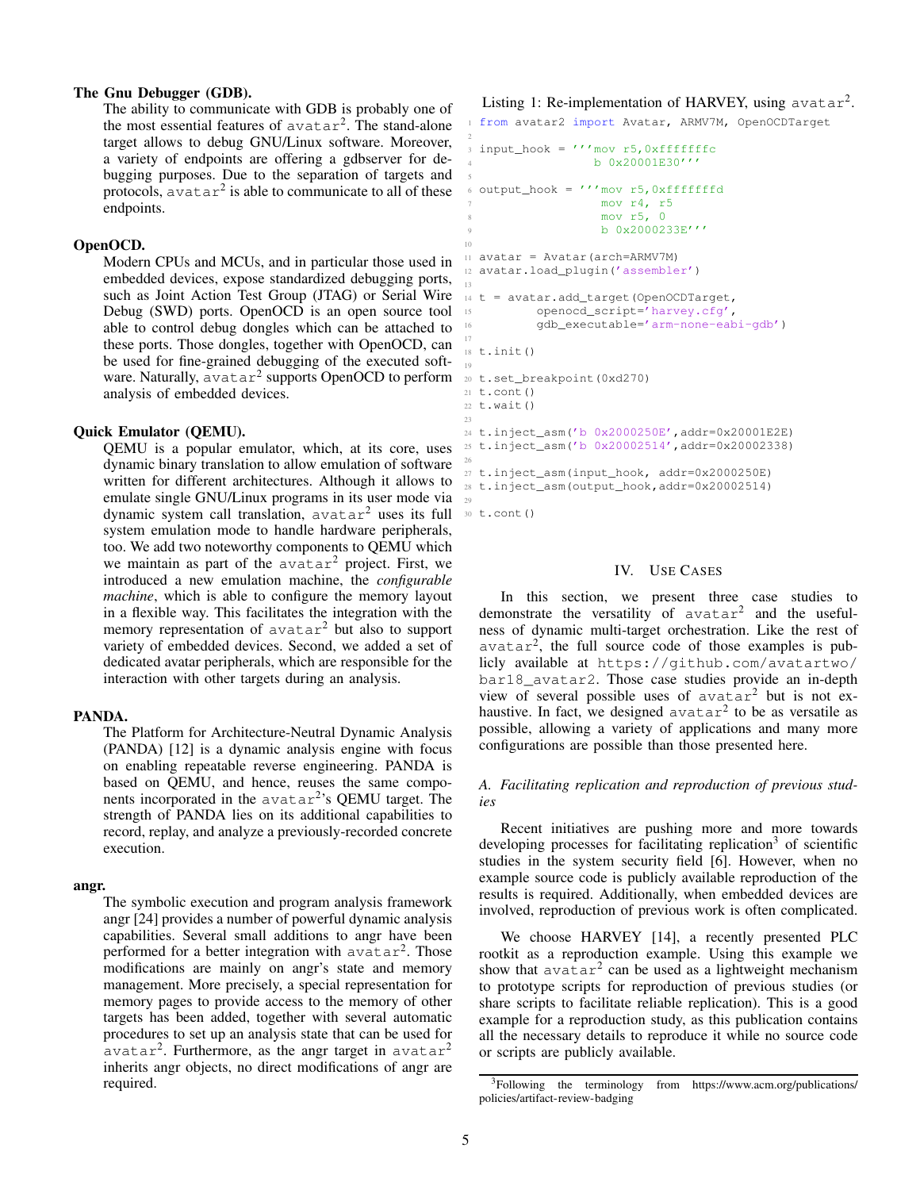**The Gnu Debugger (GDB).**

The ability to communicate with GDB is probably one of the most essential features of avatar[2]. The stand-alone target allows to debug GNU/Linux software. Moreover, a variety of endpoints are offering a gdbserver for debugging purposes. Due to the separation of targets and protocols, avatar[2] is able to communicate to all of these endpoints.

**OpenOCD.**

Modern CPUs and MCUs, and in particular those used in embedded devices, expose standardized debugging ports, such as Joint Action Test Group (JTAG) or Serial Wire Debug (SWD) ports. OpenOCD is an open source tool able to control debug dongles which can be attached to these ports. Those dongles, together with OpenOCD, can be used for fine-grained debugging of the executed software. Naturally, avatar[2] supports OpenOCD to perform analysis of embedded devices.

**Quick Emulator (QEMU).**

QEMU is a popular emulator, which, at its core, uses dynamic binary translation to allow emulation of software written for different architectures. Although it allows to emulate single GNU/Linux programs in its user mode via dynamic system call translation, avatar[2] uses its full system emulation mode to handle hardware peripherals, too. We add two noteworthy components to QEMU which we maintain as part of the avatar[2] project. First, we introduced a new emulation machine, the ***configurable machine***, which is able to configure the memory layout in a flexible way. This facilitates the integration with the memory representation of avatar[2] but also to support variety of embedded devices. Second, we added a set of dedicated avatar peripherals, which are responsible for the interaction with other targets during an analysis.

**PANDA.**

The Platform for Architecture-Neutral Dynamic Analysis (PANDA) [12] is a dynamic analysis engine with focus on enabling repeatable reverse engineering. PANDA is based on QEMU, and hence, reuses the same components incorporated in the avatar[2]'s QEMU target. The strength of PANDA lies on its additional capabilities to record, replay, and analyze a previously-recorded concrete execution.

**angr.**

The symbolic execution and program analysis framework angr [24] provides a number of powerful dynamic analysis capabilities. Several small additions to angr have been performed for a better integration with avatar[2]. Those modifications are mainly on angr's state and memory management. More precisely, a special representation for memory pages to provide access to the memory of other targets has been added, together with several automatic procedures to set up an analysis state that can be used for avatar[2]. Furthermore, as the angr target in avatar[2] inherits angr objects, no direct modifications of angr are required.

Listing 1: Re-implementation of HARVEY, using avatar[2].

```
from avatar2 import Avatar, ARMV7M, OpenOCDTarget

input_hook = '''mov r5,0xfffffffc
                b 0x20001E30'''

output_hook = '''mov r5,0xfffffffd
                 mov r4, r5
                 mov r5, 0
                 b 0x2000233E'''

avatar = Avatar(arch=ARMV7M)
avatar.load_plugin('assembler')

t = avatar.add_target(OpenOCDTarget,
        openocd_script='harvey.cfg',
        gdb_executable='arm-none-eabi-gdb')

t.init()

t.set_breakpoint(0xd270)
t.cont()
t.wait()

t.inject_asm('b 0x2000250E',addr=0x20001E2E)
t.inject_asm('b 0x20002514',addr=0x20002338)

t.inject_asm(input_hook, addr=0x2000250E)
t.inject_asm(output_hook,addr=0x20002514)

t.cont()
```

## IV. Use Cases

In this section, we present three case studies to demonstrate the versatility of avatar[2] and the usefulness of dynamic multi-target orchestration. Like the rest of avatar[2], the full source code of those examples is publicly available at https://github.com/avatartwo/bar18_avatar2. Those case studies provide an in-depth view of several possible uses of avatar[2] but is not exhaustive. In fact, we designed avatar[2] to be as versatile as possible, allowing a variety of applications and many more configurations are possible than those presented here.

### A. Facilitating replication and reproduction of previous studies

Recent initiatives are pushing more and more towards developing processes for facilitating replication[3] of scientific studies in the system security field [6]. However, when no example source code is publicly available reproduction of the results is required. Additionally, when embedded devices are involved, reproduction of previous work is often complicated.

We choose HARVEY [14], a recently presented PLC rootkit as a reproduction example. Using this example we show that avatar[2] can be used as a lightweight mechanism to prototype scripts for reproduction of previous studies (or share scripts to facilitate reliable replication). This is a good example for a reproduction study, as this publication contains all the necessary details to reproduce it while no source code or scripts are publicly available.

[3] Following the terminology from https://www.acm.org/publications/policies/artifact-review-badging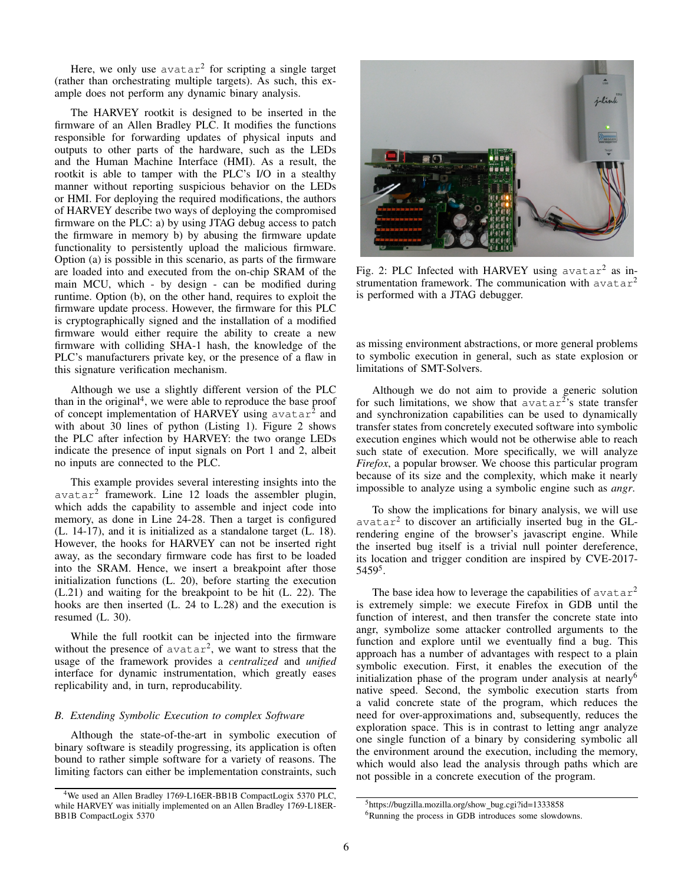Here, we only use avatar[2] for scripting a single target (rather than orchestrating multiple targets). As such, this example does not perform any dynamic binary analysis.

The HARVEY rootkit is designed to be inserted in the firmware of an Allen Bradley PLC. It modifies the functions responsible for forwarding updates of physical inputs and outputs to other parts of the hardware, such as the LEDs and the Human Machine Interface (HMI). As a result, the rootkit is able to tamper with the PLC's I/O in a stealthy manner without reporting suspicious behavior on the LEDs or HMI. For deploying the required modifications, the authors of HARVEY describe two ways of deploying the compromised firmware on the PLC: a) by using JTAG debug access to patch the firmware in memory b) by abusing the firmware update functionality to persistently upload the malicious firmware. Option (a) is possible in this scenario, as parts of the firmware are loaded into and executed from the on-chip SRAM of the main MCU, which - by design - can be modified during runtime. Option (b), on the other hand, requires to exploit the firmware update process. However, the firmware for this PLC is cryptographically signed and the installation of a modified firmware would either require the ability to create a new firmware with colliding SHA-1 hash, the knowledge of the PLC's manufacturers private key, or the presence of a flaw in this signature verification mechanism.

Although we use a slightly different version of the PLC than in the original[4], we were able to reproduce the base proof of concept implementation of HARVEY using avatar[2] and with about 30 lines of python (Listing 1). Figure 2 shows the PLC after infection by HARVEY: the two orange LEDs indicate the presence of input signals on Port 1 and 2, albeit no inputs are connected to the PLC.

This example provides several interesting insights into the avatar[2] framework. Line 12 loads the assembler plugin, which adds the capability to assemble and inject code into memory, as done in Line 24-28. Then a target is configured (L. 14-17), and it is initialized as a standalone target (L. 18). However, the hooks for HARVEY can not be inserted right away, as the secondary firmware code has first to be loaded into the SRAM. Hence, we insert a breakpoint after those initialization functions (L. 20), before starting the execution (L.21) and waiting for the breakpoint to be hit (L. 22). The hooks are then inserted (L. 24 to L.28) and the execution is resumed (L. 30).

While the full rootkit can be injected into the firmware without the presence of avatar[2], we want to stress that the usage of the framework provides a *centralized* and *unified* interface for dynamic instrumentation, which greatly eases replicability and, in turn, reproducability.

### B. Extending Symbolic Execution to complex Software

Although the state-of-the-art in symbolic execution of binary software is steadily progressing, its application is often bound to rather simple software for a variety of reasons. The limiting factors can either be implementation constraints, such as missing environment abstractions, or more general problems to symbolic execution in general, such as state explosion or limitations of SMT-Solvers.

Fig. 2: PLC Infected with HARVEY using avatar[2] as instrumentation framework. The communication with avatar[2] is performed with a JTAG debugger.

Although we do not aim to provide a generic solution for such limitations, we show that avatar[2]'s state transfer and synchronization capabilities can be used to dynamically transfer states from concretely executed software into symbolic execution engines which would not be otherwise able to reach such state of execution. More specifically, we will analyze *Firefox*, a popular browser. We choose this particular program because of its size and the complexity, which make it nearly impossible to analyze using a symbolic engine such as *angr*.

To show the implications for binary analysis, we will use avatar[2] to discover an artificially inserted bug in the GL-rendering engine of the browser's javascript engine. While the inserted bug itself is a trivial null pointer dereference, its location and trigger condition are inspired by CVE-2017-5459[5].

The base idea how to leverage the capabilities of avatar[2] is extremely simple: we execute Firefox in GDB until the function of interest, and then transfer the concrete state into angr, symbolize some attacker controlled arguments to the function and explore until we eventually find a bug. This approach has a number of advantages with respect to a plain symbolic execution. First, it enables the execution of the initialization phase of the program under analysis at nearly[6] native speed. Second, the symbolic execution starts from a valid concrete state of the program, which reduces the need for over-approximations and, subsequently, reduces the exploration space. This is in contrast to letting angr analyze one single function of a binary by considering symbolic all the environment around the execution, including the memory, which would also lead the analysis through paths which are not possible in a concrete execution of the program.

[4] We used an Allen Bradley 1769-L16ER-BB1B CompactLogix 5370 PLC, while HARVEY was initially implemented on an Allen Bradley 1769-L18ER-BB1B CompactLogix 5370

[5] https://bugzilla.mozilla.org/show_bug.cgi?id=1333858

[6] Running the process in GDB introduces some slowdowns.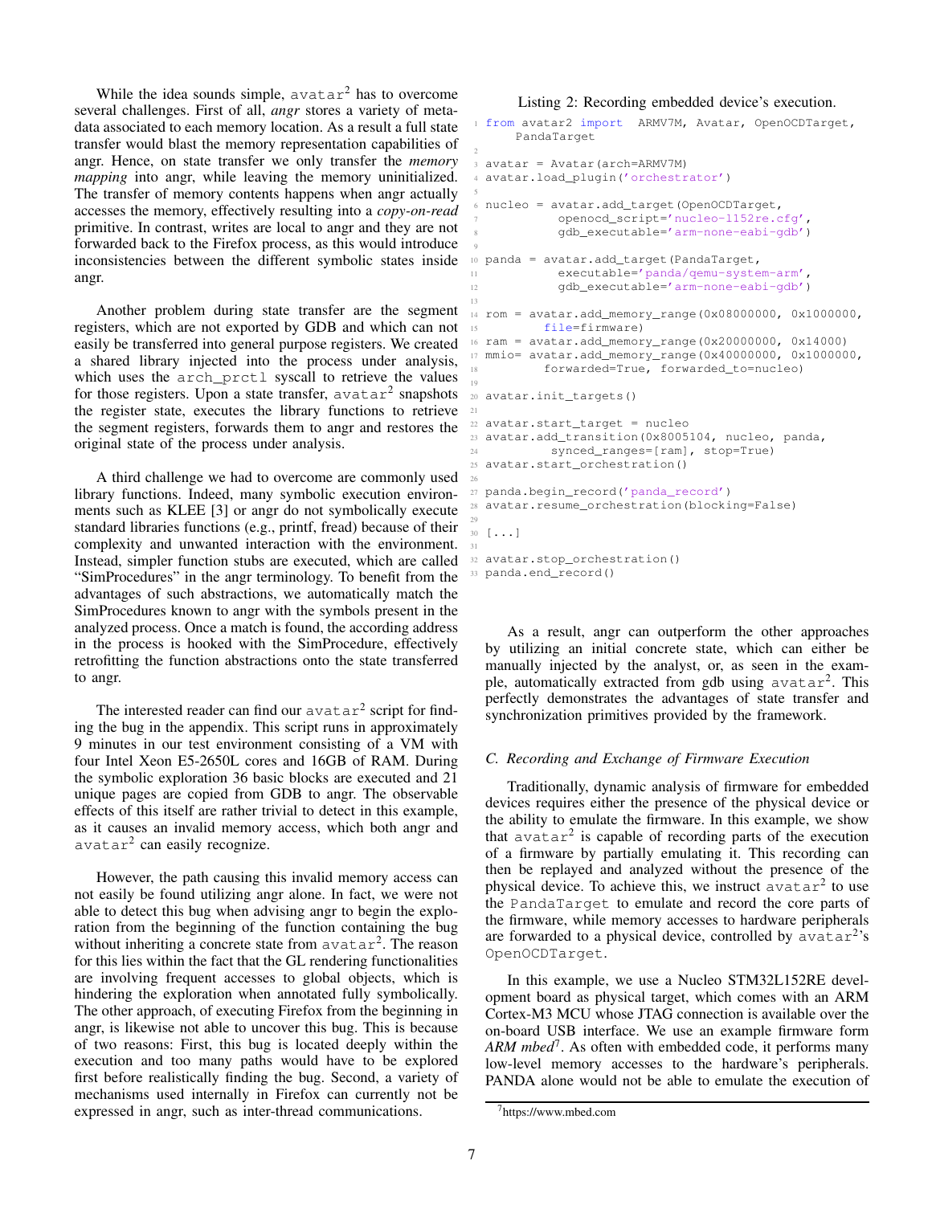While the idea sounds simple, avatar² has to overcome several challenges. First of all, *angr* stores a variety of metadata associated to each memory location. As a result a full state transfer would blast the memory representation capabilities of angr. Hence, on state transfer we only transfer the *memory mapping* into angr, while leaving the memory uninitialized. The transfer of memory contents happens when angr actually accesses the memory, effectively resulting into a *copy-on-read* primitive. In contrast, writes are local to angr and they are not forwarded back to the Firefox process, as this would introduce inconsistencies between the different symbolic states inside angr.

Another problem during state transfer are the segment registers, which are not exported by GDB and which can not easily be transferred into general purpose registers. We created a shared library injected into the process under analysis, which uses the `arch_prctl` syscall to retrieve the values for those registers. Upon a state transfer, avatar² snapshots the register state, executes the library functions to retrieve the segment registers, forwards them to angr and restores the original state of the process under analysis.

A third challenge we had to overcome are commonly used library functions. Indeed, many symbolic execution environments such as KLEE [3] or angr do not symbolically execute standard libraries functions (e.g., printf, fread) because of their complexity and unwanted interaction with the environment. Instead, simpler function stubs are executed, which are called "SimProcedures" in the angr terminology. To benefit from the advantages of such abstractions, we automatically match the SimProcedures known to angr with the symbols present in the analyzed process. Once a match is found, the according address in the process is hooked with the SimProcedure, effectively retrofitting the function abstractions onto the state transferred to angr.

The interested reader can find our avatar² script for finding the bug in the appendix. This script runs in approximately 9 minutes in our test environment consisting of a VM with four Intel Xeon E5-2650L cores and 16GB of RAM. During the symbolic exploration 36 basic blocks are executed and 21 unique pages are copied from GDB to angr. The observable effects of this itself are rather trivial to detect in this example, as it causes an invalid memory access, which both angr and avatar² can easily recognize.

However, the path causing this invalid memory access can not easily be found utilizing angr alone. In fact, we were not able to detect this bug when advising angr to begin the exploration from the beginning of the function containing the bug without inheriting a concrete state from avatar². The reason for this lies within the fact that the GL rendering functionalities are involving frequent accesses to global objects, which is hindering the exploration when annotated fully symbolically. The other approach, of executing Firefox from the beginning in angr, is likewise not able to uncover this bug. This is because of two reasons: First, this bug is located deeply within the execution and too many paths would have to be explored first before realistically finding the bug. Second, a variety of mechanisms used internally in Firefox can currently not be expressed in angr, such as inter-thread communications.

Listing 2: Recording embedded device's execution.

```
from avatar2 import  ARMV7M, Avatar, OpenOCDTarget,
    PandaTarget

avatar = Avatar(arch=ARMV7M)
avatar.load_plugin('orchestrator')

nucleo = avatar.add_target(OpenOCDTarget,
          openocd_script='nucleo-l152re.cfg',
          gdb_executable='arm-none-eabi-gdb')

panda = avatar.add_target(PandaTarget,
          executable='panda/qemu-system-arm',
          gdb_executable='arm-none-eabi-gdb')

rom = avatar.add_memory_range(0x08000000, 0x1000000,
        file=firmware)
ram = avatar.add_memory_range(0x20000000, 0x14000)
mmio= avatar.add_memory_range(0x40000000, 0x1000000,
        forwarded=True, forwarded_to=nucleo)

avatar.init_targets()

avatar.start_target = nucleo
avatar.add_transition(0x8005104, nucleo, panda,
         synced_ranges=[ram], stop=True)
avatar.start_orchestration()

panda.begin_record('panda_record')
avatar.resume_orchestration(blocking=False)

[...]

avatar.stop_orchestration()
panda.end_record()
```

As a result, angr can outperform the other approaches by utilizing an initial concrete state, which can either be manually injected by the analyst, or, as seen in the example, automatically extracted from gdb using avatar². This perfectly demonstrates the advantages of state transfer and synchronization primitives provided by the framework.

### C. Recording and Exchange of Firmware Execution

Traditionally, dynamic analysis of firmware for embedded devices requires either the presence of the physical device or the ability to emulate the firmware. In this example, we show that avatar² is capable of recording parts of the execution of a firmware by partially emulating it. This recording can then be replayed and analyzed without the presence of the physical device. To achieve this, we instruct avatar² to use the `PandaTarget` to emulate and record the core parts of the firmware, while memory accesses to hardware peripherals are forwarded to a physical device, controlled by avatar²'s `OpenOCDTarget`.

In this example, we use a Nucleo STM32L152RE development board as physical target, which comes with an ARM Cortex-M3 MCU whose JTAG connection is available over the on-board USB interface. We use an example firmware form *ARM mbed*[7]. As often with embedded code, it performs many low-level memory accesses to the hardware's peripherals. PANDA alone would not be able to emulate the execution of

[7] https://www.mbed.com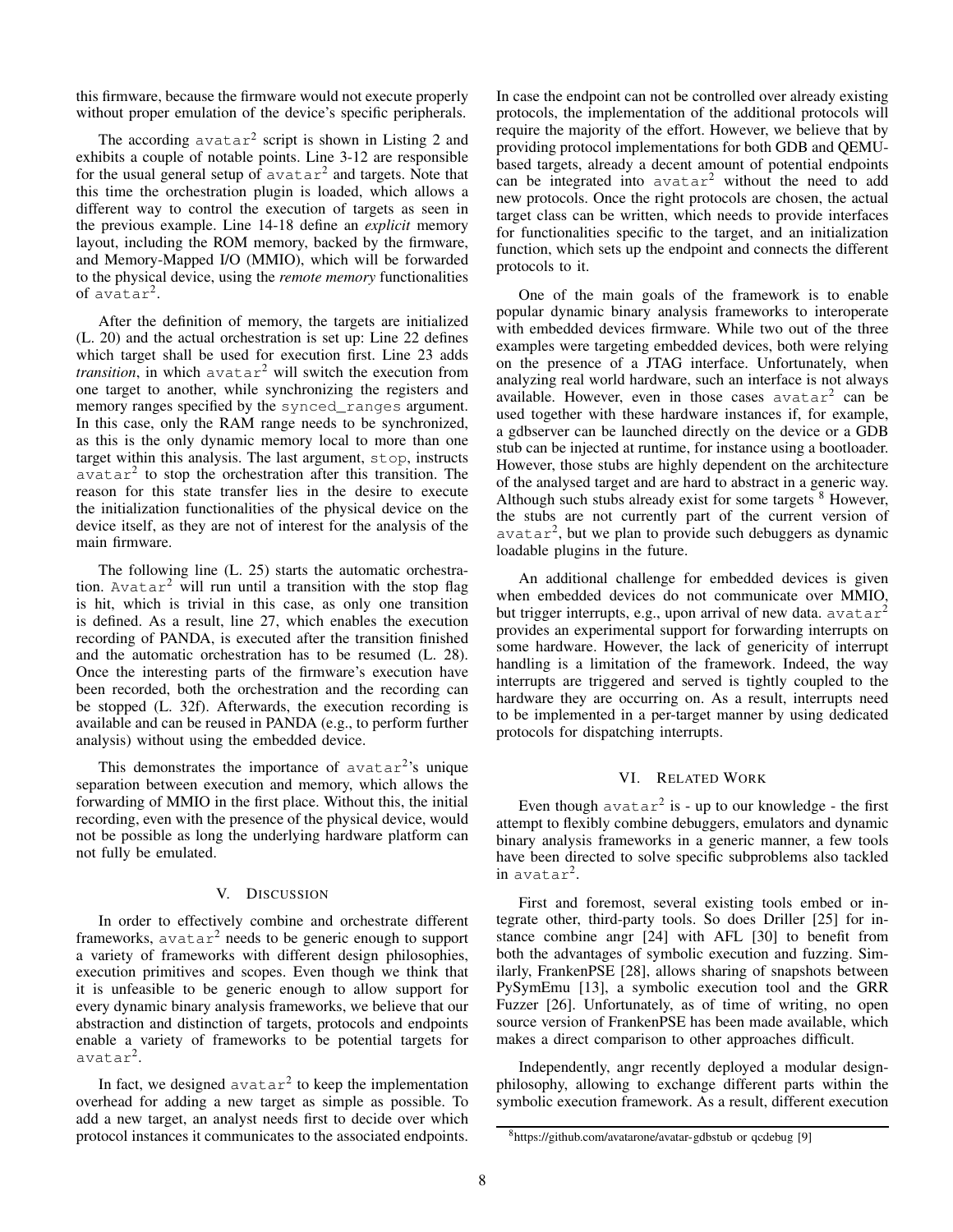this firmware, because the firmware would not execute properly without proper emulation of the device's specific peripherals.

The according `avatar`$^2$ script is shown in Listing 2 and exhibits a couple of notable points. Line 3-12 are responsible for the usual general setup of `avatar`$^2$ and targets. Note that this time the orchestration plugin is loaded, which allows a different way to control the execution of targets as seen in the previous example. Line 14-18 define an *explicit* memory layout, including the ROM memory, backed by the firmware, and Memory-Mapped I/O (MMIO), which will be forwarded to the physical device, using the *remote memory* functionalities of `avatar`$^2$.

After the definition of memory, the targets are initialized (L. 20) and the actual orchestration is set up: Line 22 defines which target shall be used for execution first. Line 23 adds *transition*, in which `avatar`$^2$ will switch the execution from one target to another, while synchronizing the registers and memory ranges specified by the `synced_ranges` argument. In this case, only the RAM range needs to be synchronized, as this is the only dynamic memory local to more than one target within this analysis. The last argument, `stop`, instructs `avatar`$^2$ to stop the orchestration after this transition. The reason for this state transfer lies in the desire to execute the initialization functionalities of the physical device on the device itself, as they are not of interest for the analysis of the main firmware.

The following line (L. 25) starts the automatic orchestration. `Avatar`$^2$ will run until a transition with the stop flag is hit, which is trivial in this case, as only one transition is defined. As a result, line 27, which enables the execution recording of PANDA, is executed after the transition finished and the automatic orchestration has to be resumed (L. 28). Once the interesting parts of the firmware's execution have been recorded, both the orchestration and the recording can be stopped (L. 32f). Afterwards, the execution recording is available and can be reused in PANDA (e.g., to perform further analysis) without using the embedded device.

This demonstrates the importance of `avatar`$^2$'s unique separation between execution and memory, which allows the forwarding of MMIO in the first place. Without this, the initial recording, even with the presence of the physical device, would not be possible as long the underlying hardware platform can not fully be emulated.

## V. Discussion

In order to effectively combine and orchestrate different frameworks, `avatar`$^2$ needs to be generic enough to support a variety of frameworks with different design philosophies, execution primitives and scopes. Even though we think that it is unfeasible to be generic enough to allow support for every dynamic binary analysis frameworks, we believe that our abstraction and distinction of targets, protocols and endpoints enable a variety of frameworks to be potential targets for `avatar`$^2$.

In fact, we designed `avatar`$^2$ to keep the implementation overhead for adding a new target as simple as possible. To add a new target, an analyst needs first to decide over which protocol instances it communicates to the associated endpoints. In case the endpoint can not be controlled over already existing protocols, the implementation of the additional protocols will require the majority of the effort. However, we believe that by providing protocol implementations for both GDB and QEMU-based targets, already a decent amount of potential endpoints can be integrated into `avatar`$^2$ without the need to add new protocols. Once the right protocols are chosen, the actual target class can be written, which needs to provide interfaces for functionalities specific to the target, and an initialization function, which sets up the endpoint and connects the different protocols to it.

One of the main goals of the framework is to enable popular dynamic binary analysis frameworks to interoperate with embedded devices firmware. While two out of the three examples were targeting embedded devices, both were relying on the presence of a JTAG interface. Unfortunately, when analyzing real world hardware, such an interface is not always available. However, even in those cases `avatar`$^2$ can be used together with these hardware instances if, for example, a gdbserver can be launched directly on the device or a GDB stub can be injected at runtime, for instance using a bootloader. However, those stubs are highly dependent on the architecture of the analysed target and are hard to abstract in a generic way. Although such stubs already exist for some targets [8] However, the stubs are not currently part of the current version of `avatar`$^2$, but we plan to provide such debuggers as dynamic loadable plugins in the future.

An additional challenge for embedded devices is given when embedded devices do not communicate over MMIO, but trigger interrupts, e.g., upon arrival of new data. `avatar`$^2$ provides an experimental support for forwarding interrupts on some hardware. However, the lack of genericity of interrupt handling is a limitation of the framework. Indeed, the way interrupts are triggered and served is tightly coupled to the hardware they are occurring on. As a result, interrupts need to be implemented in a per-target manner by using dedicated protocols for dispatching interrupts.

## VI. Related Work

Even though `avatar`$^2$ is - up to our knowledge - the first attempt to flexibly combine debuggers, emulators and dynamic binary analysis frameworks in a generic manner, a few tools have been directed to solve specific subproblems also tackled in `avatar`$^2$.

First and foremost, several existing tools embed or integrate other, third-party tools. So does Driller [25] for instance combine angr [24] with AFL [30] to benefit from both the advantages of symbolic execution and fuzzing. Similarly, FrankenPSE [28], allows sharing of snapshots between PySymEmu [13], a symbolic execution tool and the GRR Fuzzer [26]. Unfortunately, as of time of writing, no open source version of FrankenPSE has been made available, which makes a direct comparison to other approaches difficult.

Independently, angr recently deployed a modular design-philosophy, allowing to exchange different parts within the symbolic execution framework. As a result, different execution

[8] https://github.com/avatarone/avatar-gdbstub or qcdebug [9]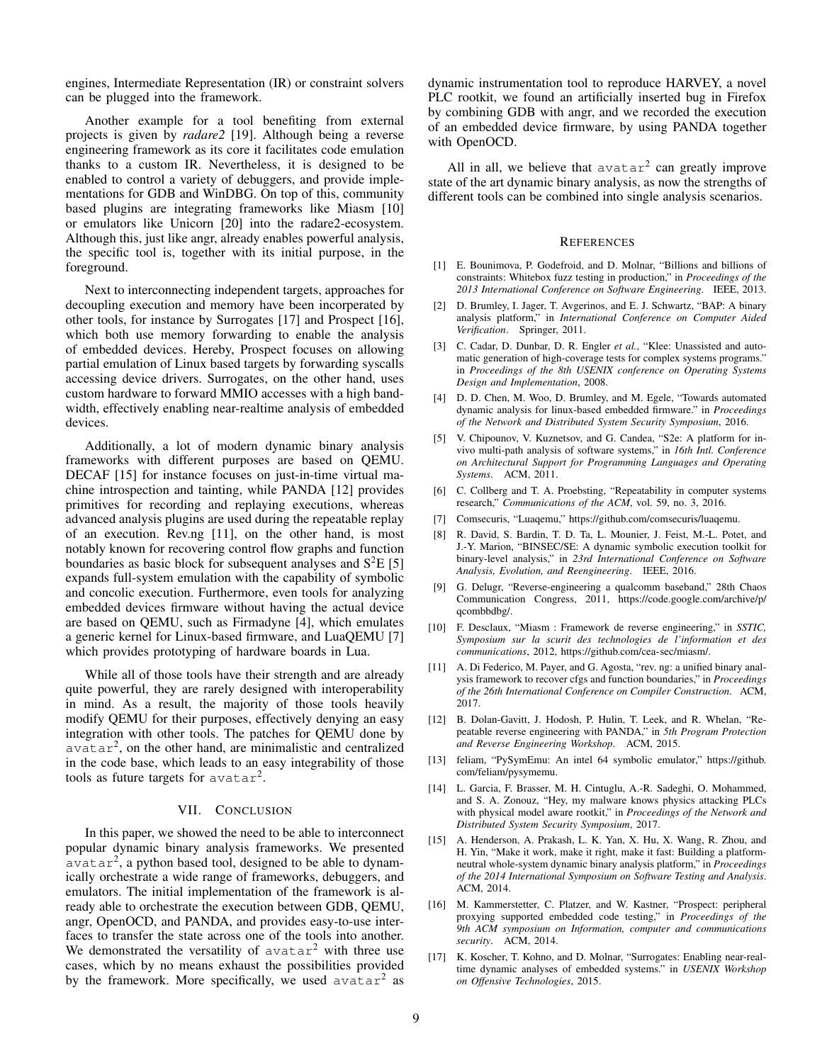engines, Intermediate Representation (IR) or constraint solvers can be plugged into the framework.

Another example for a tool benefiting from external projects is given by *radare2* [19]. Although being a reverse engineering framework as its core it facilitates code emulation thanks to a custom IR. Nevertheless, it is designed to be enabled to control a variety of debuggers, and provide implementations for GDB and WinDBG. On top of this, community based plugins are integrating frameworks like Miasm [10] or emulators like Unicorn [20] into the radare2-ecosystem. Although this, just like angr, already enables powerful analysis, the specific tool is, together with its initial purpose, in the foreground.

Next to interconnecting independent targets, approaches for decoupling execution and memory have been incorperated by other tools, for instance by Surrogates [17] and Prospect [16], which both use memory forwarding to enable the analysis of embedded devices. Hereby, Prospect focuses on allowing partial emulation of Linux based targets by forwarding syscalls accessing device drivers. Surrogates, on the other hand, uses custom hardware to forward MMIO accesses with a high bandwidth, effectively enabling near-realtime analysis of embedded devices.

Additionally, a lot of modern dynamic binary analysis frameworks with different purposes are based on QEMU. DECAF [15] for instance focuses on just-in-time virtual machine introspection and tainting, while PANDA [12] provides primitives for recording and replaying executions, whereas advanced analysis plugins are used during the repeatable replay of an execution. Rev.ng [11], on the other hand, is most notably known for recovering control flow graphs and function boundaries as basic block for subsequent analyses and $S^2E$ [5] expands full-system emulation with the capability of symbolic and concolic execution. Furthermore, even tools for analyzing embedded devices firmware without having the actual device are based on QEMU, such as Firmadyne [4], which emulates a generic kernel for Linux-based firmware, and LuaQEMU [7] which provides prototyping of hardware boards in Lua.

While all of those tools have their strength and are already quite powerful, they are rarely designed with interoperability in mind. As a result, the majority of those tools heavily modify QEMU for their purposes, effectively denying an easy integration with other tools. The patches for QEMU done by `avatar`$^2$, on the other hand, are minimalistic and centralized in the code base, which leads to an easy integrability of those tools as future targets for `avatar`$^2$.

## VII. Conclusion

In this paper, we showed the need to be able to interconnect popular dynamic binary analysis frameworks. We presented `avatar`$^2$, a python based tool, designed to be able to dynamically orchestrate a wide range of frameworks, debuggers, and emulators. The initial implementation of the framework is already able to orchestrate the execution between GDB, QEMU, angr, OpenOCD, and PANDA, and provides easy-to-use interfaces to transfer the state across one of the tools into another. We demonstrated the versatility of `avatar`$^2$ with three use cases, which by no means exhaust the possibilities provided by the framework. More specifically, we used `avatar`$^2$ as dynamic instrumentation tool to reproduce HARVEY, a novel PLC rootkit, we found an artificially inserted bug in Firefox by combining GDB with angr, and we recorded the execution of an embedded device firmware, by using PANDA together with OpenOCD.

All in all, we believe that `avatar`$^2$ can greatly improve state of the art dynamic binary analysis, as now the strengths of different tools can be combined into single analysis scenarios.

## References

[1] E. Bounimova, P. Godefroid, and D. Molnar, "Billions and billions of constraints: Whitebox fuzz testing in production," in *Proceedings of the 2013 International Conference on Software Engineering*. IEEE, 2013.

[2] D. Brumley, I. Jager, T. Avgerinos, and E. J. Schwartz, "BAP: A binary analysis platform," in *International Conference on Computer Aided Verification*. Springer, 2011.

[3] C. Cadar, D. Dunbar, D. R. Engler *et al.*, "Klee: Unassisted and automatic generation of high-coverage tests for complex systems programs." in *Proceedings of the 8th USENIX conference on Operating Systems Design and Implementation*, 2008.

[4] D. D. Chen, M. Woo, D. Brumley, and M. Egele, "Towards automated dynamic analysis for linux-based embedded firmware." in *Proceedings of the Network and Distributed System Security Symposium*, 2016.

[5] V. Chipounov, V. Kuznetsov, and G. Candea, "S2e: A platform for in-vivo multi-path analysis of software systems," in *16th Intl. Conference on Architectural Support for Programming Languages and Operating Systems*. ACM, 2011.

[6] C. Collberg and T. A. Proebsting, "Repeatability in computer systems research," *Communications of the ACM*, vol. 59, no. 3, 2016.

[7] Comsecuris, "Luaqemu," https://github.com/comsecuris/luaqemu.

[8] R. David, S. Bardin, T. D. Ta, L. Mounier, J. Feist, M.-L. Potet, and J.-Y. Marion, "BINSEC/SE: A dynamic symbolic execution toolkit for binary-level analysis," in *23rd International Conference on Software Analysis, Evolution, and Reengineering*. IEEE, 2016.

[9] G. Delugr, "Reverse-engineering a qualcomm baseband," 28th Chaos Communication Congress, 2011, https://code.google.com/archive/p/qcombbdbg/.

[10] F. Desclaux, "Miasm : Framework de reverse engineering," in *SSTIC, Symposium sur la scurit des technologies de l'information et des communications*, 2012, https://github.com/cea-sec/miasm/.

[11] A. Di Federico, M. Payer, and G. Agosta, "rev. ng: a unified binary analysis framework to recover cfgs and function boundaries," in *Proceedings of the 26th International Conference on Compiler Construction*. ACM, 2017.

[12] B. Dolan-Gavitt, J. Hodosh, P. Hulin, T. Leek, and R. Whelan, "Repeatable reverse engineering with PANDA," in *5th Program Protection and Reverse Engineering Workshop*. ACM, 2015.

[13] feliam, "PySymEmu: An intel 64 symbolic emulator," https://github.com/feliam/pysymemu.

[14] L. Garcia, F. Brasser, M. H. Cintuglu, A.-R. Sadeghi, O. Mohammed, and S. A. Zonouz, "Hey, my malware knows physics attacking PLCs with physical model aware rootkit," in *Proceedings of the Network and Distributed System Security Symposium*, 2017.

[15] A. Henderson, A. Prakash, L. K. Yan, X. Hu, X. Wang, R. Zhou, and H. Yin, "Make it work, make it right, make it fast: Building a platform-neutral whole-system dynamic binary analysis platform," in *Proceedings of the 2014 International Symposium on Software Testing and Analysis*. ACM, 2014.

[16] M. Kammerstetter, C. Platzer, and W. Kastner, "Prospect: peripheral proxying supported embedded code testing," in *Proceedings of the 9th ACM symposium on Information, computer and communications security*. ACM, 2014.

[17] K. Koscher, T. Kohno, and D. Molnar, "Surrogates: Enabling near-real-time dynamic analyses of embedded systems." in *USENIX Workshop on Offensive Technologies*, 2015.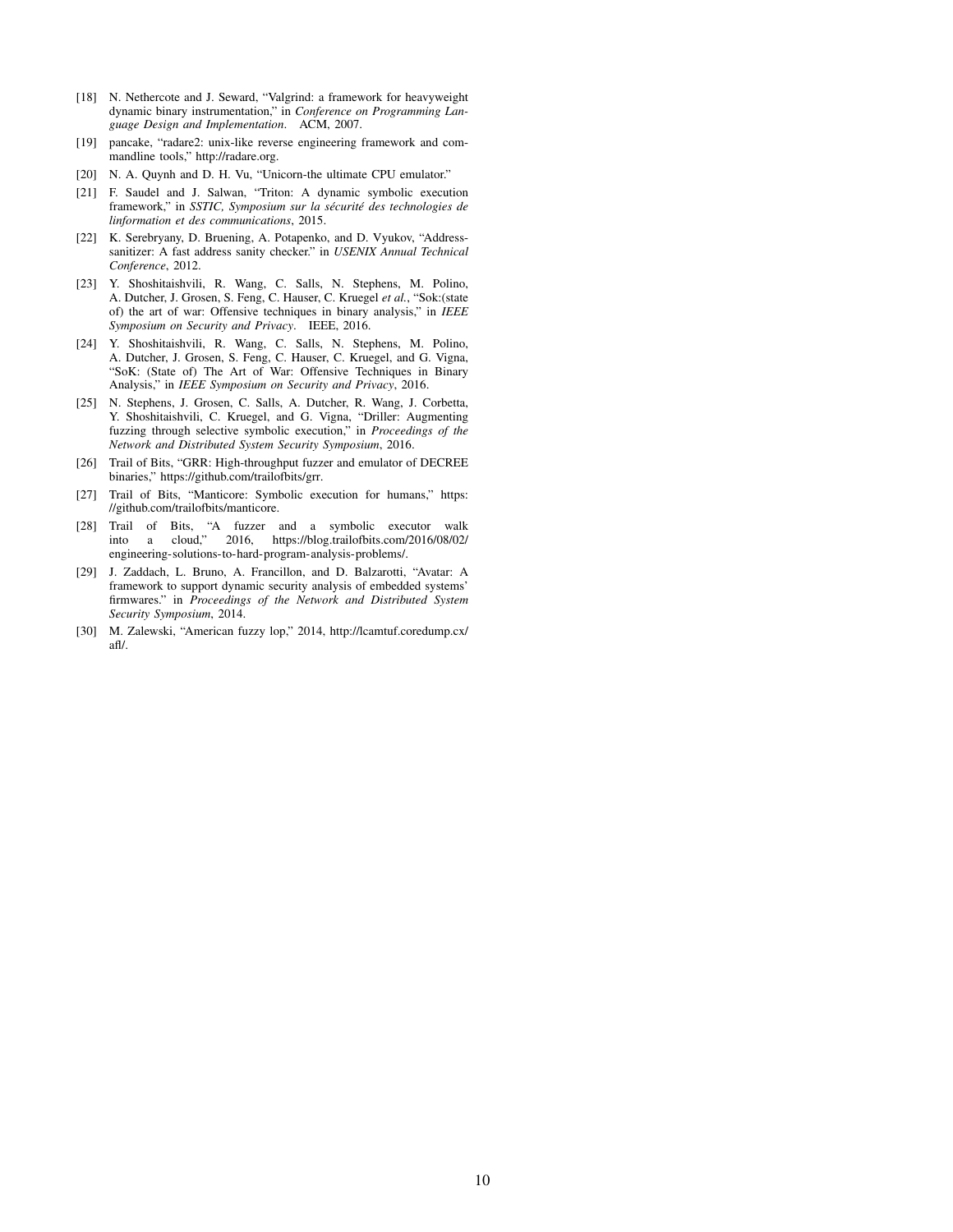[18] N. Nethercote and J. Seward, "Valgrind: a framework for heavyweight dynamic binary instrumentation," in *Conference on Programming Language Design and Implementation*. ACM, 2007.

[19] pancake, "radare2: unix-like reverse engineering framework and commandline tools," http://radare.org.

[20] N. A. Quynh and D. H. Vu, "Unicorn-the ultimate CPU emulator."

[21] F. Saudel and J. Salwan, "Triton: A dynamic symbolic execution framework," in *SSTIC, Symposium sur la sécurité des technologies de linformation et des communications*, 2015.

[22] K. Serebryany, D. Bruening, A. Potapenko, and D. Vyukov, "Addresssanitizer: A fast address sanity checker." in *USENIX Annual Technical Conference*, 2012.

[23] Y. Shoshitaishvili, R. Wang, C. Salls, N. Stephens, M. Polino, A. Dutcher, J. Grosen, S. Feng, C. Hauser, C. Kruegel *et al.*, "Sok:(state of) the art of war: Offensive techniques in binary analysis," in *IEEE Symposium on Security and Privacy*. IEEE, 2016.

[24] Y. Shoshitaishvili, R. Wang, C. Salls, N. Stephens, M. Polino, A. Dutcher, J. Grosen, S. Feng, C. Hauser, C. Kruegel, and G. Vigna, "SoK: (State of) The Art of War: Offensive Techniques in Binary Analysis," in *IEEE Symposium on Security and Privacy*, 2016.

[25] N. Stephens, J. Grosen, C. Salls, A. Dutcher, R. Wang, J. Corbetta, Y. Shoshitaishvili, C. Kruegel, and G. Vigna, "Driller: Augmenting fuzzing through selective symbolic execution," in *Proceedings of the Network and Distributed System Security Symposium*, 2016.

[26] Trail of Bits, "GRR: High-throughput fuzzer and emulator of DECREE binaries," https://github.com/trailofbits/grr.

[27] Trail of Bits, "Manticore: Symbolic execution for humans," https://github.com/trailofbits/manticore.

[28] Trail of Bits, "A fuzzer and a symbolic executor walk into a cloud," 2016, https://blog.trailofbits.com/2016/08/02/engineering-solutions-to-hard-program-analysis-problems/.

[29] J. Zaddach, L. Bruno, A. Francillon, and D. Balzarotti, "Avatar: A framework to support dynamic security analysis of embedded systems' firmwares." in *Proceedings of the Network and Distributed System Security Symposium*, 2014.

[30] M. Zalewski, "American fuzzy lop," 2014, http://lcamtuf.coredump.cx/afl/.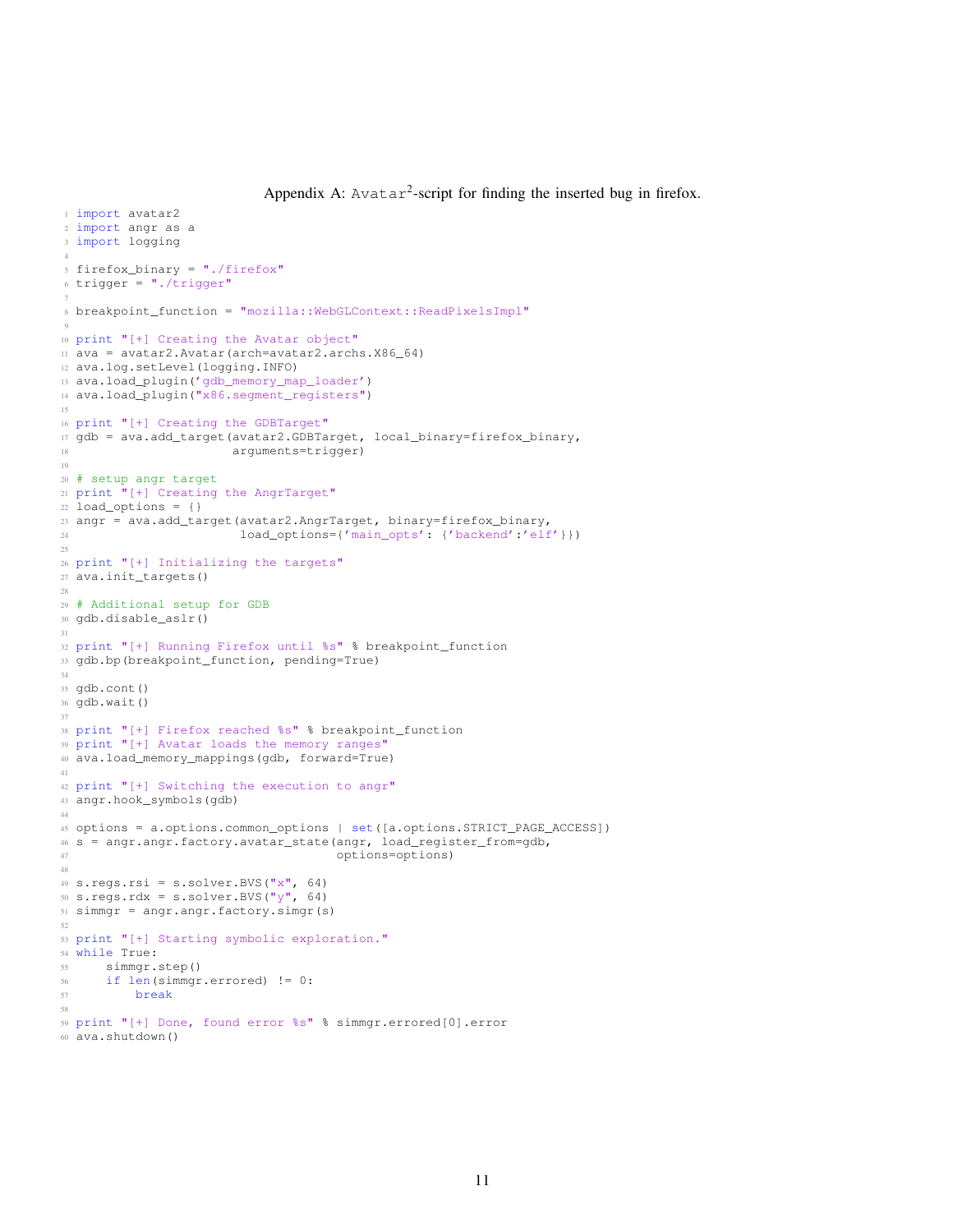Appendix A: Avatar$^2$-script for finding the inserted bug in firefox.

```
import avatar2
import angr as a
import logging

firefox_binary = "./firefox"
trigger = "./trigger"

breakpoint_function = "mozilla::WebGLContext::ReadPixelsImpl"

print "[+] Creating the Avatar object"
ava = avatar2.Avatar(arch=avatar2.archs.X86_64)
ava.log.setLevel(logging.INFO)
ava.load_plugin('gdb_memory_map_loader')
ava.load_plugin("x86.segment_registers")

print "[+] Creating the GDBTarget"
gdb = ava.add_target(avatar2.GDBTarget, local_binary=firefox_binary,
                     arguments=trigger)

# setup angr target
print "[+] Creating the AngrTarget"
load_options = {}
angr = ava.add_target(avatar2.AngrTarget, binary=firefox_binary,
                      load_options={'main_opts': {'backend':'elf'}})

print "[+] Initializing the targets"
ava.init_targets()

# Additional setup for GDB
gdb.disable_aslr()

print "[+] Running Firefox until %s" % breakpoint_function
gdb.bp(breakpoint_function, pending=True)

gdb.cont()
gdb.wait()

print "[+] Firefox reached %s" % breakpoint_function
print "[+] Avatar loads the memory ranges"
ava.load_memory_mappings(gdb, forward=True)

print "[+] Switching the execution to angr"
angr.hook_symbols(gdb)

options = a.options.common_options | set([a.options.STRICT_PAGE_ACCESS])
s = angr.angr.factory.avatar_state(angr, load_register_from=gdb,
                                   options=options)

s.regs.rsi = s.solver.BVS("x", 64)
s.regs.rdx = s.solver.BVS("y", 64)
simmgr = angr.angr.factory.simgr(s)

print "[+] Starting symbolic exploration."
while True:
    simmgr.step()
    if len(simmgr.errored) != 0:
        break

print "[+] Done, found error %s" % simmgr.errored[0].error
ava.shutdown()
```